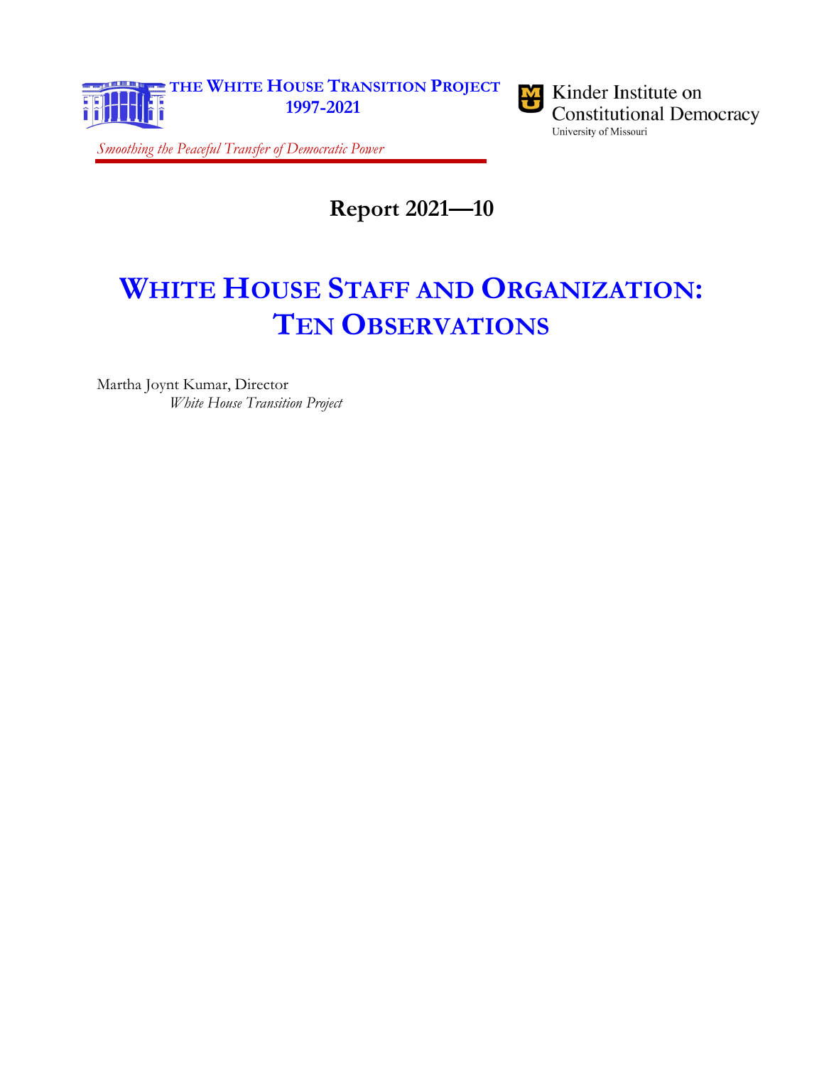THE WHITE HOUSE TRANSITION PROJECT
1997-2021

*Smoothing the Peaceful Transfer of Democratic Power*

Kinder Institute on Constitutional Democracy
University of Missouri

**Report 2021—10**

# WHITE HOUSE STAFF AND ORGANIZATION: TEN OBSERVATIONS

Martha Joynt Kumar, Director
*White House Transition Project*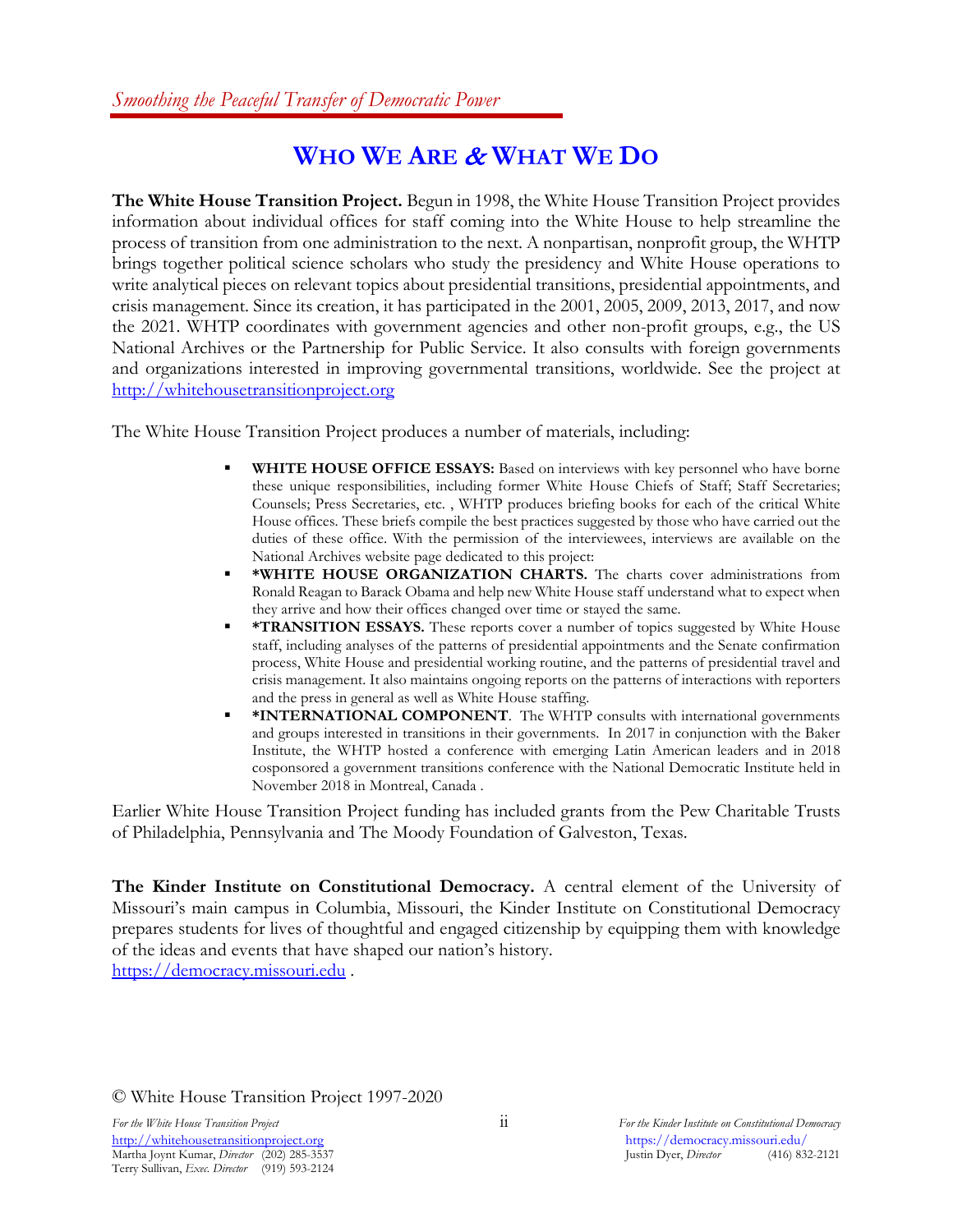*Smoothing the Peaceful Transfer of Democratic Power*

# WHO WE ARE & WHAT WE DO

**The White House Transition Project.** Begun in 1998, the White House Transition Project provides information about individual offices for staff coming into the White House to help streamline the process of transition from one administration to the next. A nonpartisan, nonprofit group, the WHTP brings together political science scholars who study the presidency and White House operations to write analytical pieces on relevant topics about presidential transitions, presidential appointments, and crisis management. Since its creation, it has participated in the 2001, 2005, 2009, 2013, 2017, and now the 2021. WHTP coordinates with government agencies and other non-profit groups, e.g., the US National Archives or the Partnership for Public Service. It also consults with foreign governments and organizations interested in improving governmental transitions, worldwide. See the project at http://whitehousetransitionproject.org

The White House Transition Project produces a number of materials, including:

- **WHITE HOUSE OFFICE ESSAYS:** Based on interviews with key personnel who have borne these unique responsibilities, including former White House Chiefs of Staff; Staff Secretaries; Counsels; Press Secretaries, etc. , WHTP produces briefing books for each of the critical White House offices. These briefs compile the best practices suggested by those who have carried out the duties of these office. With the permission of the interviewees, interviews are available on the National Archives website page dedicated to this project:
- ***WHITE HOUSE ORGANIZATION CHARTS.** The charts cover administrations from Ronald Reagan to Barack Obama and help new White House staff understand what to expect when they arrive and how their offices changed over time or stayed the same.
- ***TRANSITION ESSAYS.** These reports cover a number of topics suggested by White House staff, including analyses of the patterns of presidential appointments and the Senate confirmation process, White House and presidential working routine, and the patterns of presidential travel and crisis management. It also maintains ongoing reports on the patterns of interactions with reporters and the press in general as well as White House staffing.
- ***INTERNATIONAL COMPONENT**. The WHTP consults with international governments and groups interested in transitions in their governments. In 2017 in conjunction with the Baker Institute, the WHTP hosted a conference with emerging Latin American leaders and in 2018 cosponsored a government transitions conference with the National Democratic Institute held in November 2018 in Montreal, Canada .

Earlier White House Transition Project funding has included grants from the Pew Charitable Trusts of Philadelphia, Pennsylvania and The Moody Foundation of Galveston, Texas.

**The Kinder Institute on Constitutional Democracy.** A central element of the University of Missouri's main campus in Columbia, Missouri, the Kinder Institute on Constitutional Democracy prepares students for lives of thoughtful and engaged citizenship by equipping them with knowledge of the ideas and events that have shaped our nation's history.
https://democracy.missouri.edu .

© White House Transition Project 1997-2020

*For the White House Transition Project*
http://whitehousetransitionproject.org
Martha Joynt Kumar, *Director* (202) 285-3537
Terry Sullivan, *Exec. Director* (919) 593-2124

*For the Kinder Institute on Constitutional Democracy*
https://democracy.missouri.edu/
Justin Dyer, *Director* (416) 832-2121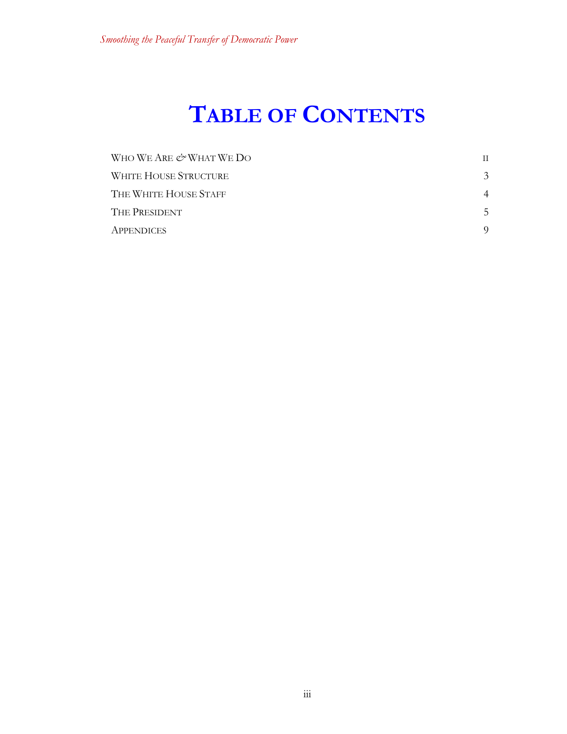# Table of Contents

| | |
|---|---|
| Who We Are & What We Do | ii |
| White House Structure | 3 |
| The White House Staff | 4 |
| The President | 5 |
| Appendices | 9 |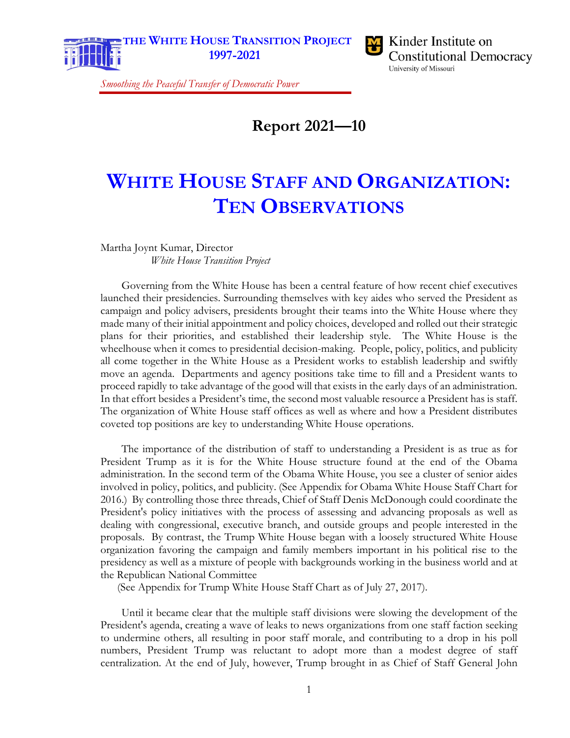THE WHITE HOUSE TRANSITION PROJECT
1997-2021

Kinder Institute on Constitutional Democracy
University of Missouri

*Smoothing the Peaceful Transfer of Democratic Power*

# Report 2021—10

# WHITE HOUSE STAFF AND ORGANIZATION: TEN OBSERVATIONS

Martha Joynt Kumar, Director
*White House Transition Project*

Governing from the White House has been a central feature of how recent chief executives launched their presidencies. Surrounding themselves with key aides who served the President as campaign and policy advisers, presidents brought their teams into the White House where they made many of their initial appointment and policy choices, developed and rolled out their strategic plans for their priorities, and established their leadership style. The White House is the wheelhouse when it comes to presidential decision-making. People, policy, politics, and publicity all come together in the White House as a President works to establish leadership and swiftly move an agenda. Departments and agency positions take time to fill and a President wants to proceed rapidly to take advantage of the good will that exists in the early days of an administration. In that effort besides a President's time, the second most valuable resource a President has is staff. The organization of White House staff offices as well as where and how a President distributes coveted top positions are key to understanding White House operations.

The importance of the distribution of staff to understanding a President is as true as for President Trump as it is for the White House structure found at the end of the Obama administration. In the second term of the Obama White House, you see a cluster of senior aides involved in policy, politics, and publicity. (See Appendix for Obama White House Staff Chart for 2016.) By controlling those three threads, Chief of Staff Denis McDonough could coordinate the President's policy initiatives with the process of assessing and advancing proposals as well as dealing with congressional, executive branch, and outside groups and people interested in the proposals. By contrast, the Trump White House began with a loosely structured White House organization favoring the campaign and family members important in his political rise to the presidency as well as a mixture of people with backgrounds working in the business world and at the Republican National Committee
(See Appendix for Trump White House Staff Chart as of July 27, 2017).

Until it became clear that the multiple staff divisions were slowing the development of the President's agenda, creating a wave of leaks to news organizations from one staff faction seeking to undermine others, all resulting in poor staff morale, and contributing to a drop in his poll numbers, President Trump was reluctant to adopt more than a modest degree of staff centralization. At the end of July, however, Trump brought in as Chief of Staff General John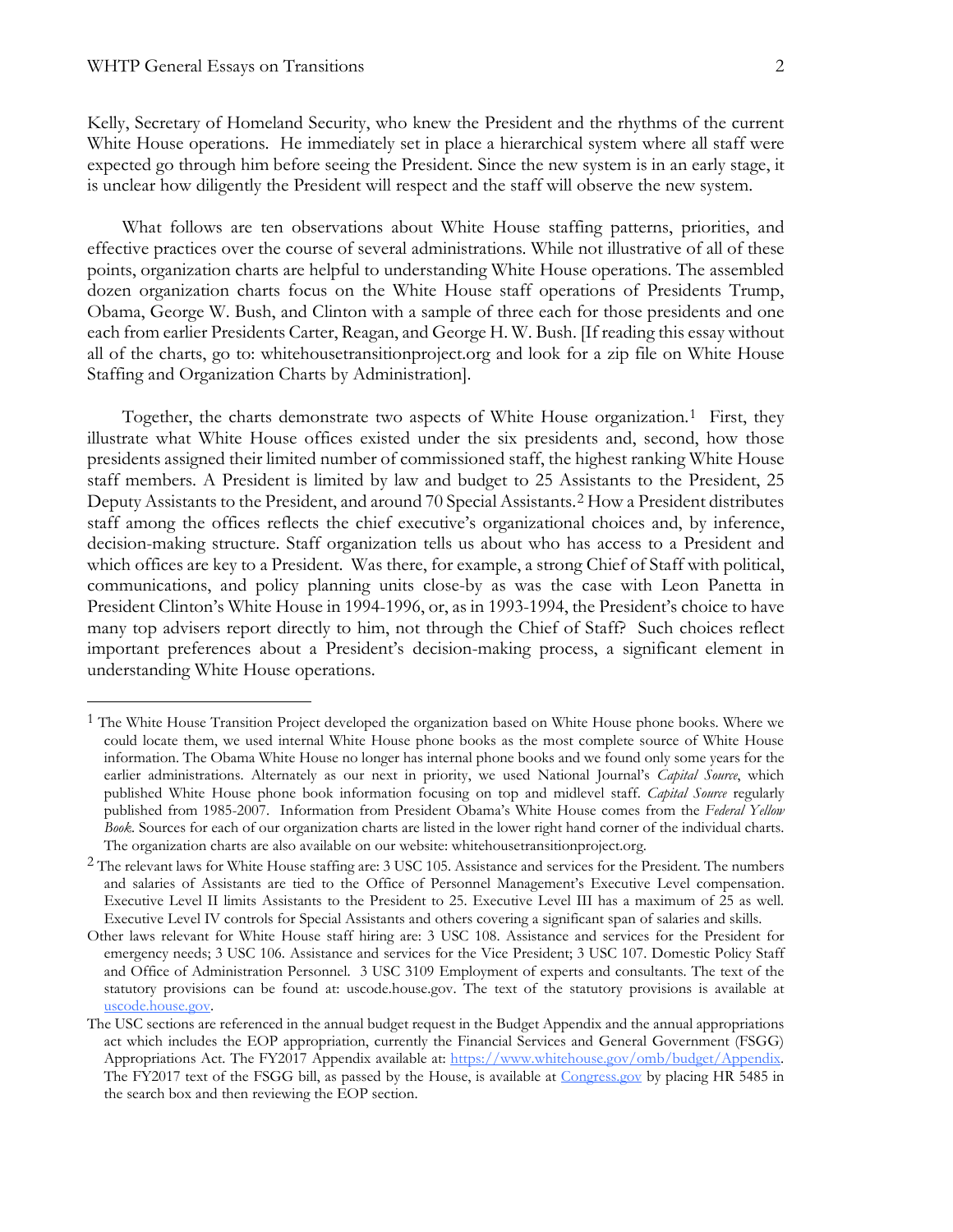Kelly, Secretary of Homeland Security, who knew the President and the rhythms of the current White House operations. He immediately set in place a hierarchical system where all staff were expected go through him before seeing the President. Since the new system is in an early stage, it is unclear how diligently the President will respect and the staff will observe the new system.

What follows are ten observations about White House staffing patterns, priorities, and effective practices over the course of several administrations. While not illustrative of all of these points, organization charts are helpful to understanding White House operations. The assembled dozen organization charts focus on the White House staff operations of Presidents Trump, Obama, George W. Bush, and Clinton with a sample of three each for those presidents and one each from earlier Presidents Carter, Reagan, and George H. W. Bush. [If reading this essay without all of the charts, go to: whitehousetransitionproject.org and look for a zip file on White House Staffing and Organization Charts by Administration].

Together, the charts demonstrate two aspects of White House organization.[1] First, they illustrate what White House offices existed under the six presidents and, second, how those presidents assigned their limited number of commissioned staff, the highest ranking White House staff members. A President is limited by law and budget to 25 Assistants to the President, 25 Deputy Assistants to the President, and around 70 Special Assistants.[2] How a President distributes staff among the offices reflects the chief executive's organizational choices and, by inference, decision-making structure. Staff organization tells us about who has access to a President and which offices are key to a President. Was there, for example, a strong Chief of Staff with political, communications, and policy planning units close-by as was the case with Leon Panetta in President Clinton's White House in 1994-1996, or, as in 1993-1994, the President's choice to have many top advisers report directly to him, not through the Chief of Staff? Such choices reflect important preferences about a President's decision-making process, a significant element in understanding White House operations.

---

[1] The White House Transition Project developed the organization based on White House phone books. Where we could locate them, we used internal White House phone books as the most complete source of White House information. The Obama White House no longer has internal phone books and we found only some years for the earlier administrations. Alternately as our next in priority, we used National Journal's *Capital Source*, which published White House phone book information focusing on top and midlevel staff. *Capital Source* regularly published from 1985-2007. Information from President Obama's White House comes from the *Federal Yellow Book*. Sources for each of our organization charts are listed in the lower right hand corner of the individual charts. The organization charts are also available on our website: whitehousetransitionproject.org.

[2] The relevant laws for White House staffing are: 3 USC 105. Assistance and services for the President. The numbers and salaries of Assistants are tied to the Office of Personnel Management's Executive Level compensation. Executive Level II limits Assistants to the President to 25. Executive Level III has a maximum of 25 as well. Executive Level IV controls for Special Assistants and others covering a significant span of salaries and skills.

Other laws relevant for White House staff hiring are: 3 USC 108. Assistance and services for the President for emergency needs; 3 USC 106. Assistance and services for the Vice President; 3 USC 107. Domestic Policy Staff and Office of Administration Personnel. 3 USC 3109 Employment of experts and consultants. The text of the statutory provisions can be found at: uscode.house.gov. The text of the statutory provisions is available at [uscode.house.gov](uscode.house.gov).

The USC sections are referenced in the annual budget request in the Budget Appendix and the annual appropriations act which includes the EOP appropriation, currently the Financial Services and General Government (FSGG) Appropriations Act. The FY2017 Appendix available at: [https://www.whitehouse.gov/omb/budget/Appendix](https://www.whitehouse.gov/omb/budget/Appendix). The FY2017 text of the FSGG bill, as passed by the House, is available at [Congress.gov](Congress.gov) by placing HR 5485 in the search box and then reviewing the EOP section.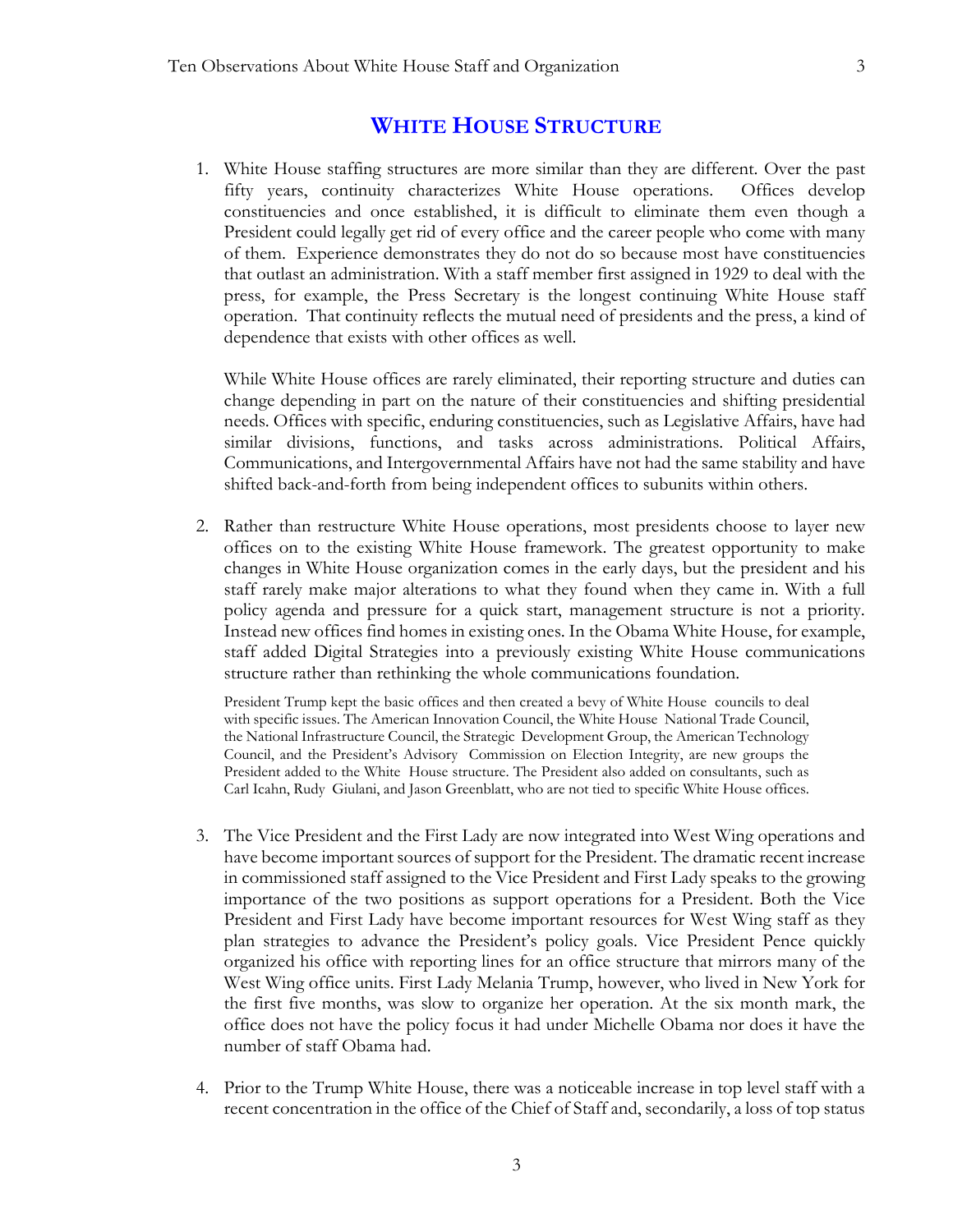## WHITE HOUSE STRUCTURE

1. White House staffing structures are more similar than they are different. Over the past fifty years, continuity characterizes White House operations. Offices develop constituencies and once established, it is difficult to eliminate them even though a President could legally get rid of every office and the career people who come with many of them. Experience demonstrates they do not do so because most have constituencies that outlast an administration. With a staff member first assigned in 1929 to deal with the press, for example, the Press Secretary is the longest continuing White House staff operation. That continuity reflects the mutual need of presidents and the press, a kind of dependence that exists with other offices as well.

   While White House offices are rarely eliminated, their reporting structure and duties can change depending in part on the nature of their constituencies and shifting presidential needs. Offices with specific, enduring constituencies, such as Legislative Affairs, have had similar divisions, functions, and tasks across administrations. Political Affairs, Communications, and Intergovernmental Affairs have not had the same stability and have shifted back-and-forth from being independent offices to subunits within others.

2. Rather than restructure White House operations, most presidents choose to layer new offices on to the existing White House framework. The greatest opportunity to make changes in White House organization comes in the early days, but the president and his staff rarely make major alterations to what they found when they came in. With a full policy agenda and pressure for a quick start, management structure is not a priority. Instead new offices find homes in existing ones. In the Obama White House, for example, staff added Digital Strategies into a previously existing White House communications structure rather than rethinking the whole communications foundation.

   President Trump kept the basic offices and then created a bevy of White House councils to deal with specific issues. The American Innovation Council, the White House National Trade Council, the National Infrastructure Council, the Strategic Development Group, the American Technology Council, and the President's Advisory Commission on Election Integrity, are new groups the President added to the White House structure. The President also added on consultants, such as Carl Icahn, Rudy Giulani, and Jason Greenblatt, who are not tied to specific White House offices.

3. The Vice President and the First Lady are now integrated into West Wing operations and have become important sources of support for the President. The dramatic recent increase in commissioned staff assigned to the Vice President and First Lady speaks to the growing importance of the two positions as support operations for a President. Both the Vice President and First Lady have become important resources for West Wing staff as they plan strategies to advance the President's policy goals. Vice President Pence quickly organized his office with reporting lines for an office structure that mirrors many of the West Wing office units. First Lady Melania Trump, however, who lived in New York for the first five months, was slow to organize her operation. At the six month mark, the office does not have the policy focus it had under Michelle Obama nor does it have the number of staff Obama had.

4. Prior to the Trump White House, there was a noticeable increase in top level staff with a recent concentration in the office of the Chief of Staff and, secondarily, a loss of top status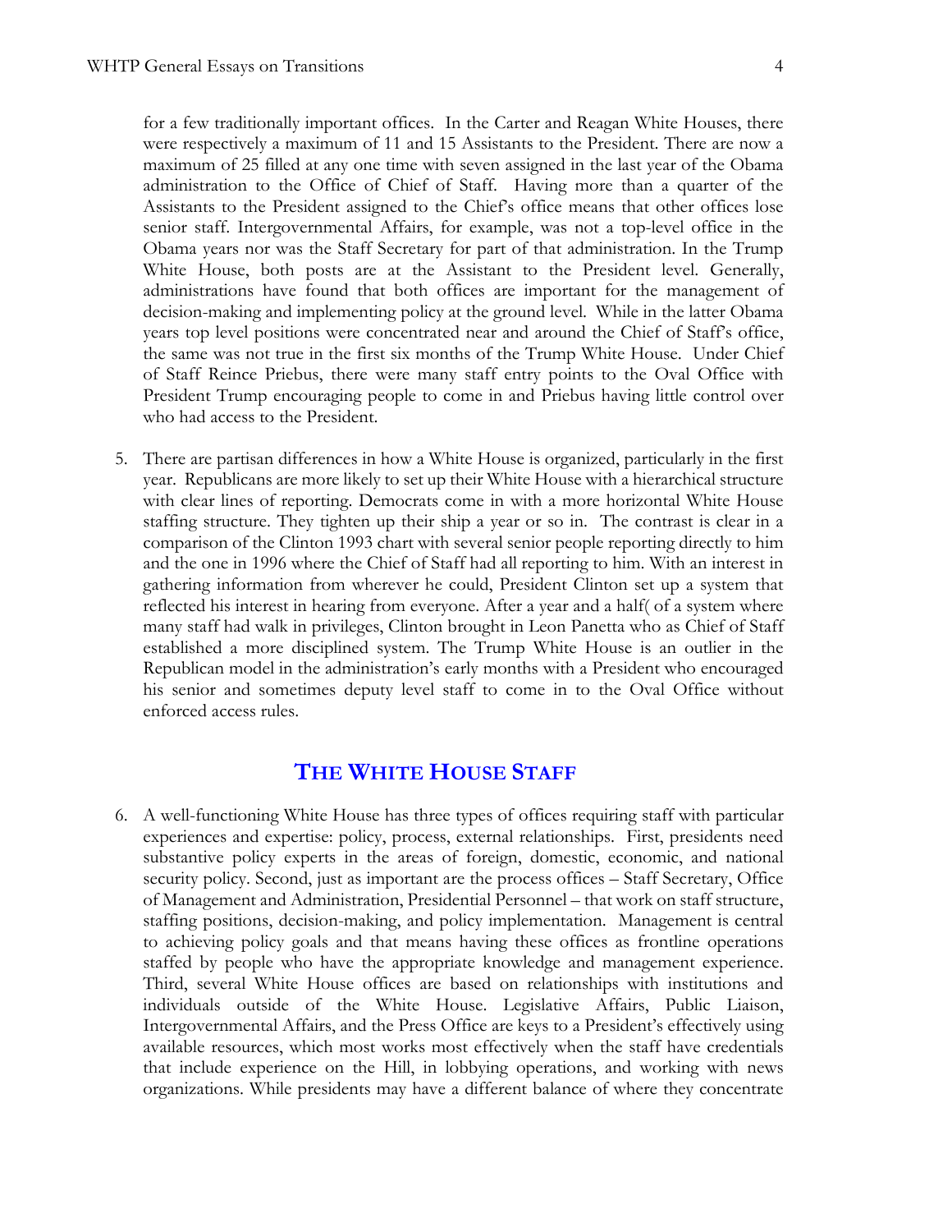for a few traditionally important offices. In the Carter and Reagan White Houses, there were respectively a maximum of 11 and 15 Assistants to the President. There are now a maximum of 25 filled at any one time with seven assigned in the last year of the Obama administration to the Office of Chief of Staff. Having more than a quarter of the Assistants to the President assigned to the Chief's office means that other offices lose senior staff. Intergovernmental Affairs, for example, was not a top-level office in the Obama years nor was the Staff Secretary for part of that administration. In the Trump White House, both posts are at the Assistant to the President level. Generally, administrations have found that both offices are important for the management of decision-making and implementing policy at the ground level. While in the latter Obama years top level positions were concentrated near and around the Chief of Staff's office, the same was not true in the first six months of the Trump White House. Under Chief of Staff Reince Priebus, there were many staff entry points to the Oval Office with President Trump encouraging people to come in and Priebus having little control over who had access to the President.

5. There are partisan differences in how a White House is organized, particularly in the first year. Republicans are more likely to set up their White House with a hierarchical structure with clear lines of reporting. Democrats come in with a more horizontal White House staffing structure. They tighten up their ship a year or so in. The contrast is clear in a comparison of the Clinton 1993 chart with several senior people reporting directly to him and the one in 1996 where the Chief of Staff had all reporting to him. With an interest in gathering information from wherever he could, President Clinton set up a system that reflected his interest in hearing from everyone. After a year and a half( of a system where many staff had walk in privileges, Clinton brought in Leon Panetta who as Chief of Staff established a more disciplined system. The Trump White House is an outlier in the Republican model in the administration's early months with a President who encouraged his senior and sometimes deputy level staff to come in to the Oval Office without enforced access rules.

## THE WHITE HOUSE STAFF

6. A well-functioning White House has three types of offices requiring staff with particular experiences and expertise: policy, process, external relationships. First, presidents need substantive policy experts in the areas of foreign, domestic, economic, and national security policy. Second, just as important are the process offices – Staff Secretary, Office of Management and Administration, Presidential Personnel – that work on staff structure, staffing positions, decision-making, and policy implementation. Management is central to achieving policy goals and that means having these offices as frontline operations staffed by people who have the appropriate knowledge and management experience. Third, several White House offices are based on relationships with institutions and individuals outside of the White House. Legislative Affairs, Public Liaison, Intergovernmental Affairs, and the Press Office are keys to a President's effectively using available resources, which most works most effectively when the staff have credentials that include experience on the Hill, in lobbying operations, and working with news organizations. While presidents may have a different balance of where they concentrate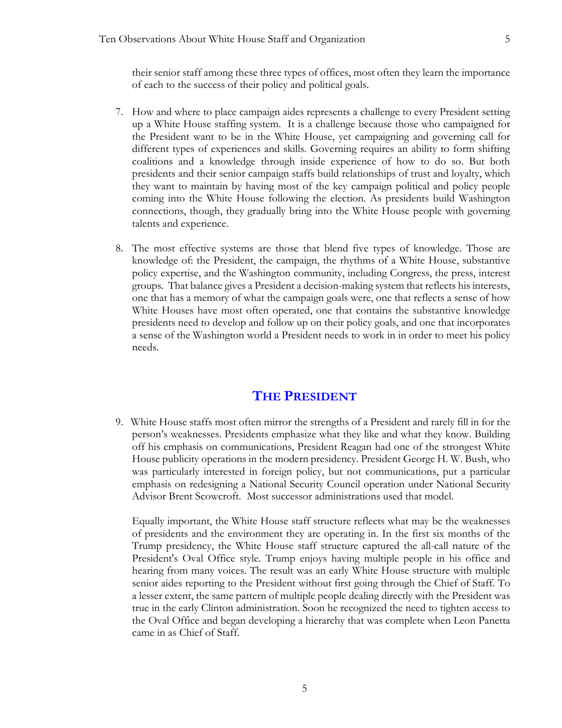their senior staff among these three types of offices, most often they learn the importance of each to the success of their policy and political goals.

7. How and where to place campaign aides represents a challenge to every President setting up a White House staffing system. It is a challenge because those who campaigned for the President want to be in the White House, yet campaigning and governing call for different types of experiences and skills. Governing requires an ability to form shifting coalitions and a knowledge through inside experience of how to do so. But both presidents and their senior campaign staffs build relationships of trust and loyalty, which they want to maintain by having most of the key campaign political and policy people coming into the White House following the election. As presidents build Washington connections, though, they gradually bring into the White House people with governing talents and experience.

8. The most effective systems are those that blend five types of knowledge. Those are knowledge of: the President, the campaign, the rhythms of a White House, substantive policy expertise, and the Washington community, including Congress, the press, interest groups. That balance gives a President a decision-making system that reflects his interests, one that has a memory of what the campaign goals were, one that reflects a sense of how White Houses have most often operated, one that contains the substantive knowledge presidents need to develop and follow up on their policy goals, and one that incorporates a sense of the Washington world a President needs to work in in order to meet his policy needs.

## THE PRESIDENT

9. White House staffs most often mirror the strengths of a President and rarely fill in for the person's weaknesses. Presidents emphasize what they like and what they know. Building off his emphasis on communications, President Reagan had one of the strongest White House publicity operations in the modern presidency. President George H. W. Bush, who was particularly interested in foreign policy, but not communications, put a particular emphasis on redesigning a National Security Council operation under National Security Advisor Brent Scowcroft. Most successor administrations used that model.

   Equally important, the White House staff structure reflects what may be the weaknesses of presidents and the environment they are operating in. In the first six months of the Trump presidency, the White House staff structure captured the all-call nature of the President's Oval Office style. Trump enjoys having multiple people in his office and hearing from many voices. The result was an early White House structure with multiple senior aides reporting to the President without first going through the Chief of Staff. To a lesser extent, the same pattern of multiple people dealing directly with the President was true in the early Clinton administration. Soon he recognized the need to tighten access to the Oval Office and began developing a hierarchy that was complete when Leon Panetta came in as Chief of Staff.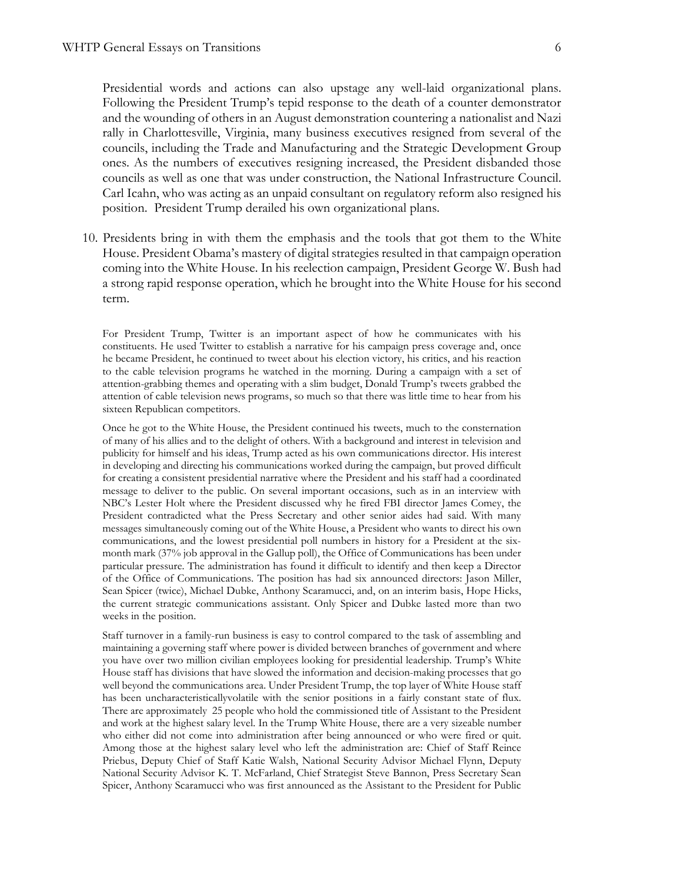Presidential words and actions can also upstage any well-laid organizational plans. Following the President Trump's tepid response to the death of a counter demonstrator and the wounding of others in an August demonstration countering a nationalist and Nazi rally in Charlottesville, Virginia, many business executives resigned from several of the councils, including the Trade and Manufacturing and the Strategic Development Group ones. As the numbers of executives resigning increased, the President disbanded those councils as well as one that was under construction, the National Infrastructure Council. Carl Icahn, who was acting as an unpaid consultant on regulatory reform also resigned his position. President Trump derailed his own organizational plans.

10. Presidents bring in with them the emphasis and the tools that got them to the White House. President Obama's mastery of digital strategies resulted in that campaign operation coming into the White House. In his reelection campaign, President George W. Bush had a strong rapid response operation, which he brought into the White House for his second term.

For President Trump, Twitter is an important aspect of how he communicates with his constituents. He used Twitter to establish a narrative for his campaign press coverage and, once he became President, he continued to tweet about his election victory, his critics, and his reaction to the cable television programs he watched in the morning. During a campaign with a set of attention-grabbing themes and operating with a slim budget, Donald Trump's tweets grabbed the attention of cable television news programs, so much so that there was little time to hear from his sixteen Republican competitors.

Once he got to the White House, the President continued his tweets, much to the consternation of many of his allies and to the delight of others. With a background and interest in television and publicity for himself and his ideas, Trump acted as his own communications director. His interest in developing and directing his communications worked during the campaign, but proved difficult for creating a consistent presidential narrative where the President and his staff had a coordinated message to deliver to the public. On several important occasions, such as in an interview with NBC's Lester Holt where the President discussed why he fired FBI director James Comey, the President contradicted what the Press Secretary and other senior aides had said. With many messages simultaneously coming out of the White House, a President who wants to direct his own communications, and the lowest presidential poll numbers in history for a President at the six-month mark (37% job approval in the Gallup poll), the Office of Communications has been under particular pressure. The administration has found it difficult to identify and then keep a Director of the Office of Communications. The position has had six announced directors: Jason Miller, Sean Spicer (twice), Michael Dubke, Anthony Scaramucci, and, on an interim basis, Hope Hicks, the current strategic communications assistant. Only Spicer and Dubke lasted more than two weeks in the position.

Staff turnover in a family-run business is easy to control compared to the task of assembling and maintaining a governing staff where power is divided between branches of government and where you have over two million civilian employees looking for presidential leadership. Trump's White House staff has divisions that have slowed the information and decision-making processes that go well beyond the communications area. Under President Trump, the top layer of White House staff has been uncharacteristicallyvolatile with the senior positions in a fairly constant state of flux. There are approximately 25 people who hold the commissioned title of Assistant to the President and work at the highest salary level. In the Trump White House, there are a very sizeable number who either did not come into administration after being announced or who were fired or quit. Among those at the highest salary level who left the administration are: Chief of Staff Reince Priebus, Deputy Chief of Staff Katie Walsh, National Security Advisor Michael Flynn, Deputy National Security Advisor K. T. McFarland, Chief Strategist Steve Bannon, Press Secretary Sean Spicer, Anthony Scaramucci who was first announced as the Assistant to the President for Public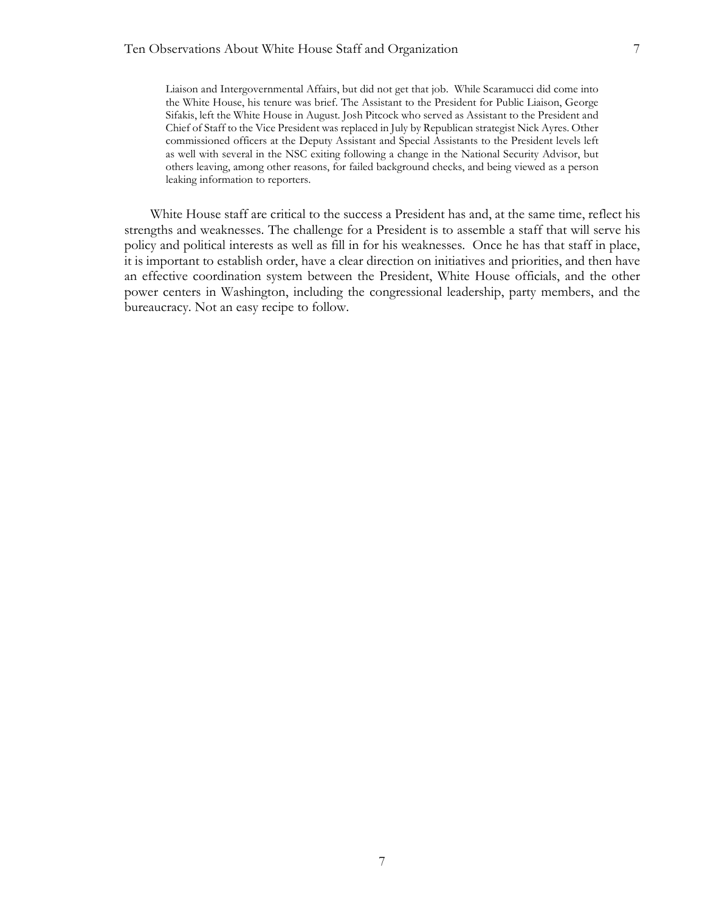Liaison and Intergovernmental Affairs, but did not get that job. While Scaramucci did come into the White House, his tenure was brief. The Assistant to the President for Public Liaison, George Sifakis, left the White House in August. Josh Pitcock who served as Assistant to the President and Chief of Staff to the Vice President was replaced in July by Republican strategist Nick Ayres. Other commissioned officers at the Deputy Assistant and Special Assistants to the President levels left as well with several in the NSC exiting following a change in the National Security Advisor, but others leaving, among other reasons, for failed background checks, and being viewed as a person leaking information to reporters.

White House staff are critical to the success a President has and, at the same time, reflect his strengths and weaknesses. The challenge for a President is to assemble a staff that will serve his policy and political interests as well as fill in for his weaknesses. Once he has that staff in place, it is important to establish order, have a clear direction on initiatives and priorities, and then have an effective coordination system between the President, White House officials, and the other power centers in Washington, including the congressional leadership, party members, and the bureaucracy. Not an easy recipe to follow.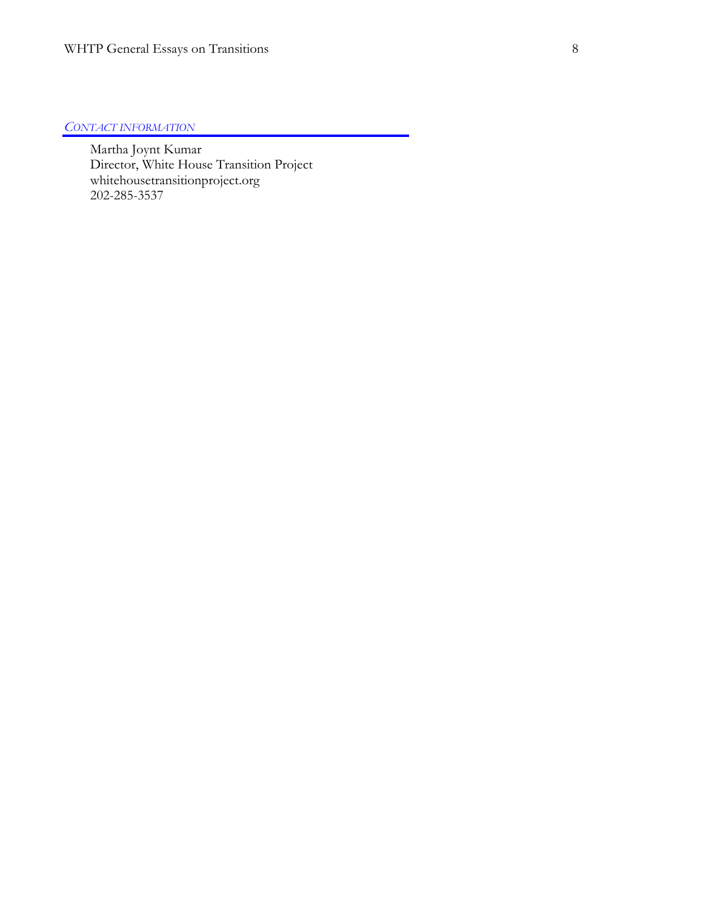## *CONTACT INFORMATION*

Martha Joynt Kumar
Director, White House Transition Project
whitehousetransitionproject.org
202-285-3537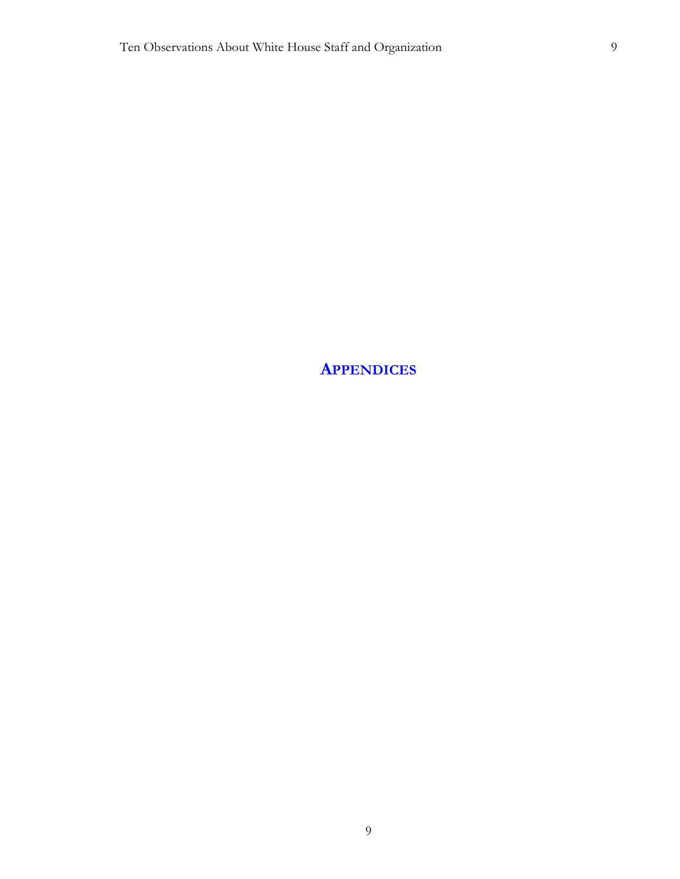# APPENDICES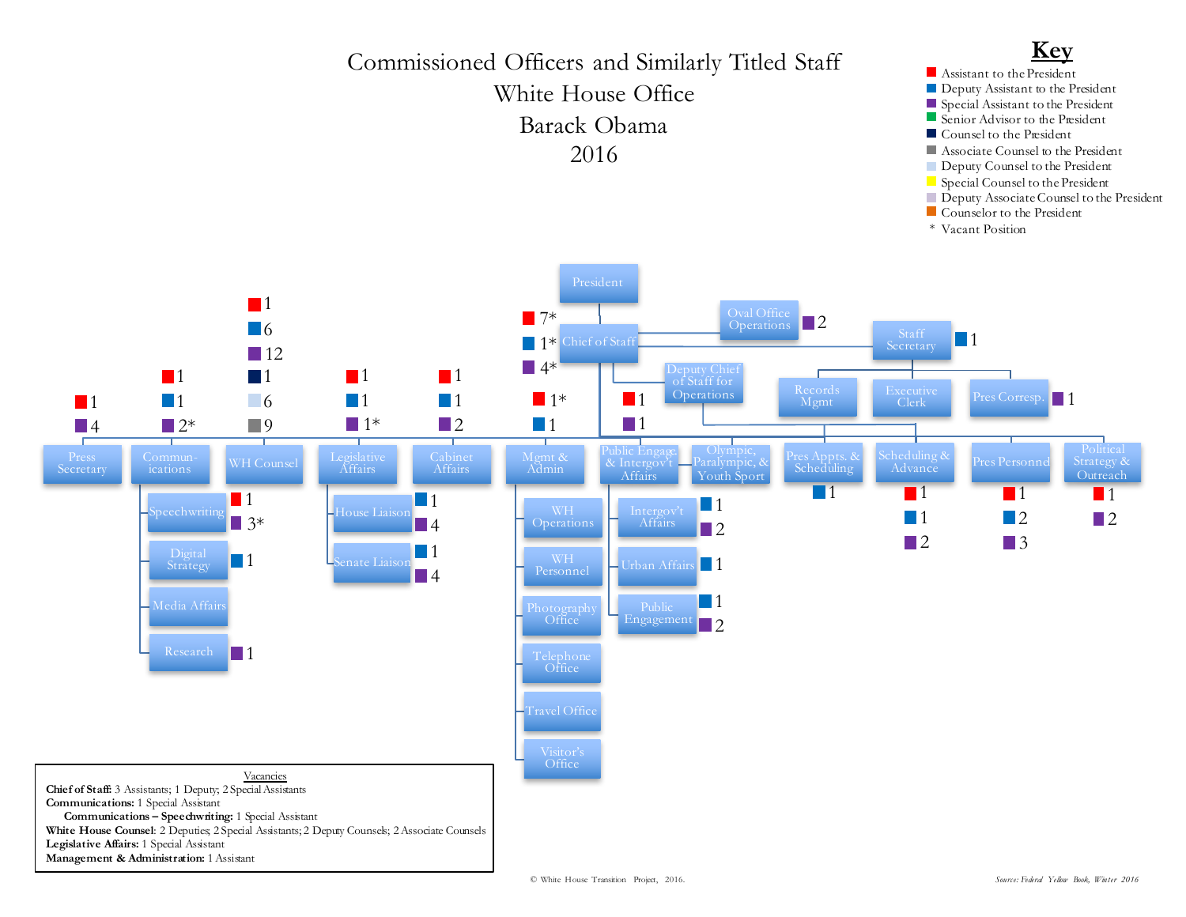# Commissioned Officers and Similarly Titled Staff
# White House Office
# Barack Obama
# 2016

**Key**

- Red: Assistant to the President
- Blue: Deputy Assistant to the President
- Purple: Special Assistant to the President
- Green: Senior Advisor to the President
- Navy: Counsel to the President
- Gray: Associate Counsel to the President
- Light blue: Deputy Counsel to the President
- Yellow: Special Counsel to the President
- Lavender: Deputy Associate Counsel to the President
- Orange: Counselor to the President
- \* Vacant Position

## Organization

- **President**
  - **Chief of Staff** — Assistant to the President: 7*; Deputy Assistant to the President: 1*; Special Assistant to the President: 4*
    - **Oval Office Operations** — Special Assistant to the President: 2
    - **Staff Secretary** — Deputy Assistant to the President: 1
      - **Records Mgmt**
      - **Executive Clerk**
      - **Pres Corresp.** — Special Assistant to the President: 1
    - **Deputy Chief of Staff for Operations** — Assistant to the President: 1*; Deputy Assistant to the President: 1
    - **Press Secretary** — Assistant to the President: 1; Special Assistant to the President: 4
    - **Commun-ications** — Assistant to the President: 1; Deputy Assistant to the President: 1; Special Assistant to the President: 2*
      - **Speechwriting** — Assistant to the President: 1; Special Assistant to the President: 3*
      - **Digital Strategy** — Deputy Assistant to the President: 1
      - **Media Affairs**
      - **Research** — Special Assistant to the President: 1
    - **WH Counsel** — Assistant to the President: 1; Deputy Assistant to the President: 6; Special Assistant to the President: 12; Counsel to the President: 1; Deputy Counsel to the President: 6; Associate Counsel to the President: 9
    - **Legislative Affairs** — Assistant to the President: 1; Deputy Assistant to the President: 1; Special Assistant to the President: 1*
      - **House Liaison** — Deputy Assistant to the President: 1; Special Assistant to the President: 4
      - **Senate Liaison** — Deputy Assistant to the President: 1; Special Assistant to the President: 4
    - **Cabinet Affairs** — Assistant to the President: 1; Deputy Assistant to the President: 1; Special Assistant to the President: 2
    - **Mgmt & Admin**
      - **WH Operations**
      - **WH Personnel**
      - **Photography Office**
      - **Telephone Office**
      - **Travel Office**
      - **Visitor's Office**
    - **Public Engage & Intergov't Affairs** — Assistant to the President: 1; Special Assistant to the President: 1
      - **Intergov't Affairs** — Deputy Assistant to the President: 1; Special Assistant to the President: 2
      - **Urban Affairs** — Deputy Assistant to the President: 1
      - **Public Engagement** — Deputy Assistant to the President: 1; Special Assistant to the President: 2
    - **Olympic, Paralympic, & Youth Sport**
    - **Pres Appts. & Scheduling** — Deputy Assistant to the President: 1
    - **Scheduling & Advance** — Assistant to the President: 1; Deputy Assistant to the President: 1; Special Assistant to the President: 2
    - **Pres Personnel** — Assistant to the President: 1; Deputy Assistant to the President: 2; Special Assistant to the President: 3
    - **Political Strategy & Outreach** — Assistant to the President: 1; Special Assistant to the President: 2

## Vacancies

**Chief of Staff:** 3 Assistants; 1 Deputy; 2 Special Assistants
**Communications:** 1 Special Assistant
  **Communications – Speechwriting:** 1 Special Assistant
**White House Counsel**: 2 Deputies; 2 Special Assistants; 2 Deputy Counsels; 2 Associate Counsels
**Legislative Affairs:** 1 Special Assistant
**Management & Administration:** 1 Assistant

© White House Transition Project, 2016.

*Source: Federal Yellow Book, Winter 2016*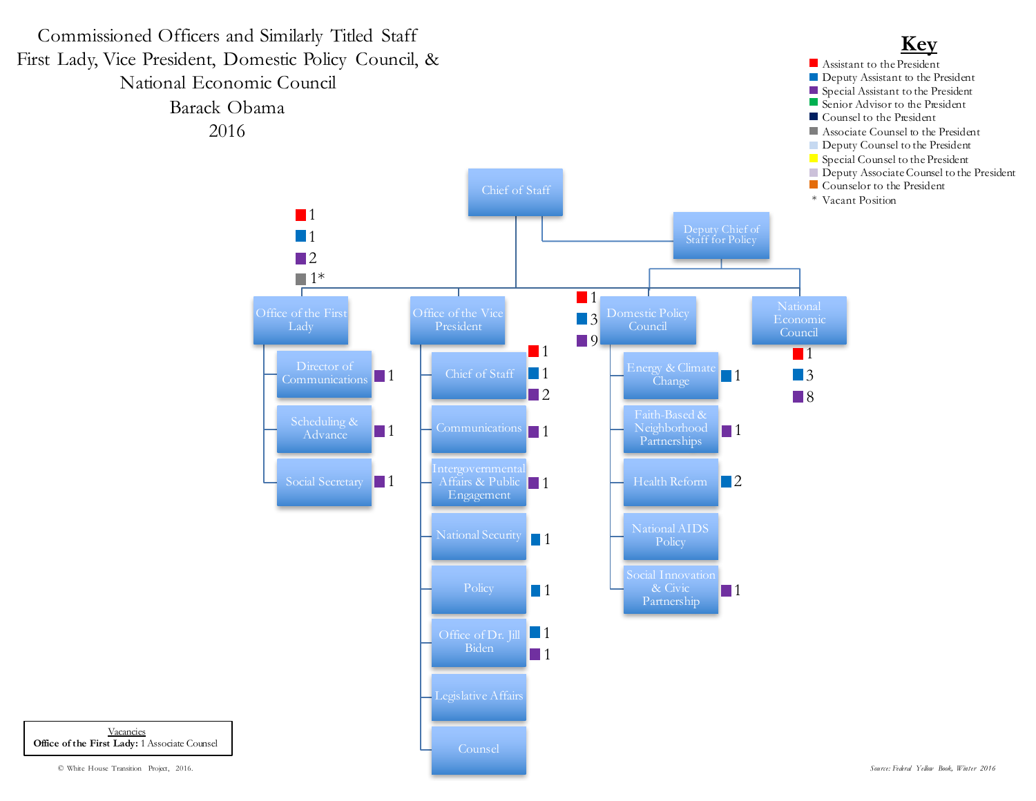# Commissioned Officers and Similarly Titled Staff
# First Lady, Vice President, Domestic Policy Council, & National Economic Council
# Barack Obama
# 2016

## Key

- Red: Assistant to the President
- Blue: Deputy Assistant to the President
- Purple: Special Assistant to the President
- Green: Senior Advisor to the President
- Navy: Counsel to the President
- Gray: Associate Counsel to the President
- Light blue: Deputy Counsel to the President
- Yellow: Special Counsel to the President
- Lavender: Deputy Associate Counsel to the President
- Orange: Counselor to the President
- \* Vacant Position

## Organization Chart

**Chief of Staff**

- **Deputy Chief of Staff for Policy**
  - **Domestic Policy Council** — Assistant to the President: 1; Deputy Assistant to the President: 3; Special Assistant to the President: 9
    - Energy & Climate Change — Deputy Assistant to the President: 1
    - Faith-Based & Neighborhood Partnerships — Special Assistant to the President: 1
    - Health Reform — Deputy Assistant to the President: 2
    - National AIDS Policy
    - Social Innovation & Civic Partnership — Special Assistant to the President: 1
  - **National Economic Council** — Assistant to the President: 1; Deputy Assistant to the President: 3; Special Assistant to the President: 8
- **Office of the First Lady** — Assistant to the President: 1; Deputy Assistant to the President: 1; Special Assistant to the President: 2; Associate Counsel to the President: 1*
  - Director of Communications — Special Assistant to the President: 1
  - Scheduling & Advance — Special Assistant to the President: 1
  - Social Secretary — Special Assistant to the President: 1
- **Office of the Vice President**
  - Chief of Staff — Assistant to the President: 1; Deputy Assistant to the President: 1; Special Assistant to the President: 2
  - Communications — Special Assistant to the President: 1
  - Intergovernmental Affairs & Public Engagement — Special Assistant to the President: 1
  - National Security — Deputy Assistant to the President: 1
  - Policy — Deputy Assistant to the President: 1
  - Office of Dr. Jill Biden — Deputy Assistant to the President: 1; Special Assistant to the President: 1
  - Legislative Affairs
  - Counsel

**Vacancies**
**Office of the First Lady:** 1 Associate Counsel

© White House Transition Project, 2016.

*Source: Federal Yellow Book, Winter 2016*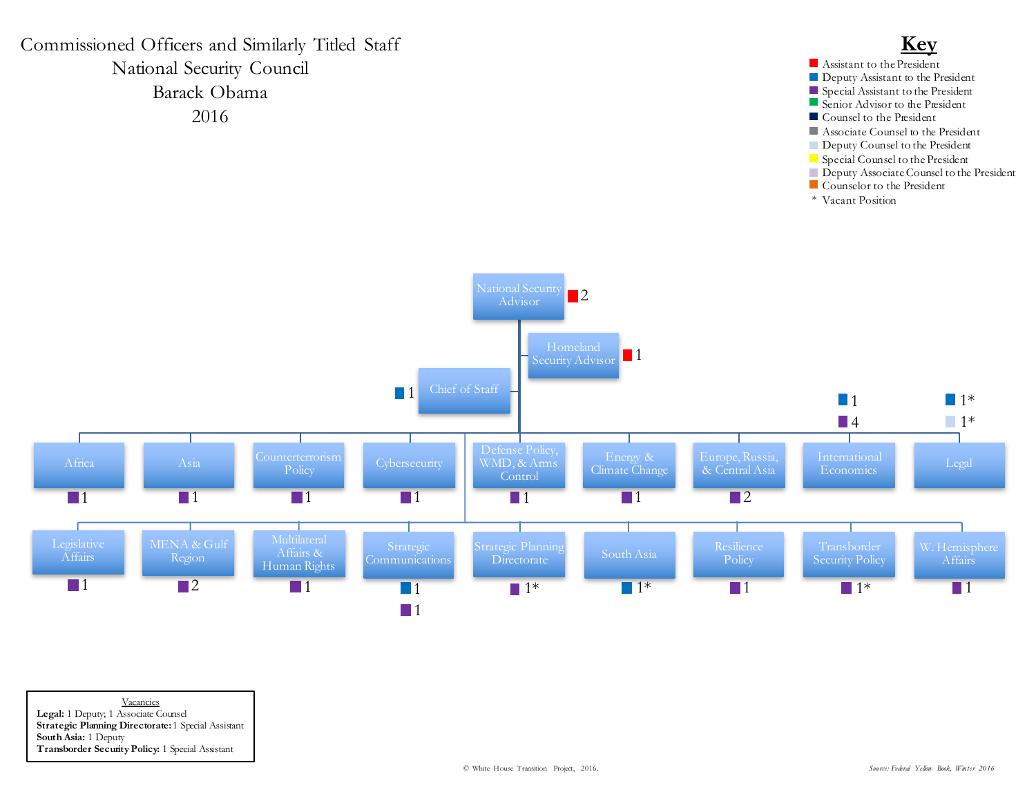Commissioned Officers and Similarly Titled Staff
National Security Council
Barack Obama
2016

**Key**

- Assistant to the President
- Deputy Assistant to the President
- Special Assistant to the President
- Senior Advisor to the President
- Counsel to the President
- Associate Counsel to the President
- Deputy Counsel to the President
- Special Counsel to the President
- Deputy Associate Counsel to the President
- Counselor to the President
- \* Vacant Position

National Security Advisor 2

Homeland Security Advisor 1

Chief of Staff 1

Africa 1

Asia 1

Counterterrorism Policy 1

Cybersecurity 1

Defense Policy, WMD, & Arms Control 1

Energy & Climate Change 1

Europe, Russia, & Central Asia 2

International Economics 1 4

Legal 1* 1*

Legislative Affairs 1

MENA & Gulf Region 2

Multilateral Affairs & Human Rights 1

Strategic Communications 1 1

Strategic Planning Directorate 1*

South Asia 1*

Resilience Policy 1

Transborder Security Policy 1*

W. Hemisphere Affairs 1

Vacancies
**Legal:** 1 Deputy; 1 Associate Counsel
**Strategic Planning Directorate:** 1 Special Assistant
**South Asia:** 1 Deputy
**Transborder Security Policy:** 1 Special Assistant

© White House Transition Project, 2016.

*Source: Federal Yellow Book, Winter 2016*